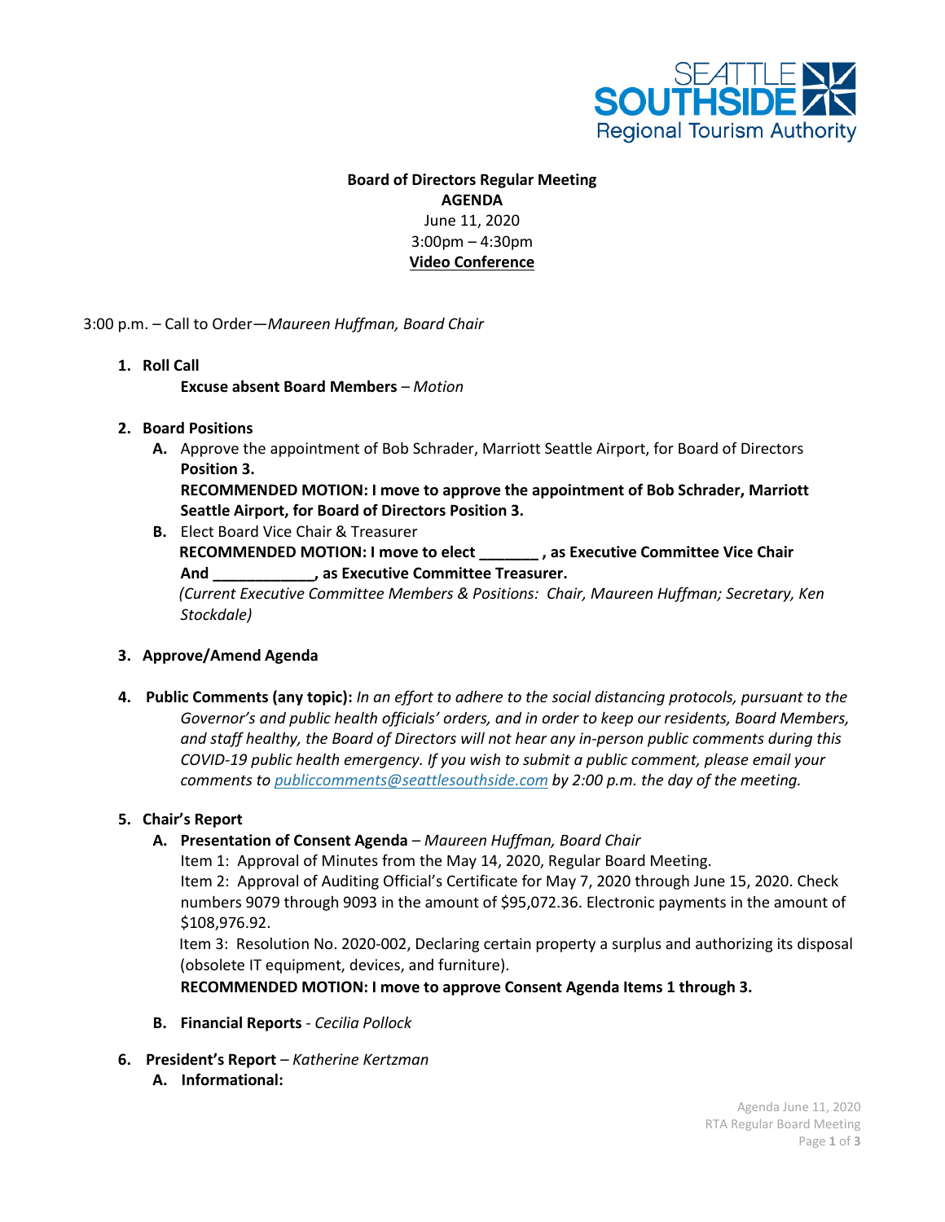**Board of Directors Regular Meeting**
**AGENDA**
June 11, 2020
3:00pm – 4:30pm
**Video Conference**

3:00 p.m. – Call to Order—*Maureen Huffman, Board Chair*

1. **Roll Call**
   **Excuse absent Board Members** – *Motion*

2. **Board Positions**
   - **A.** Approve the appointment of Bob Schrader, Marriott Seattle Airport, for Board of Directors **Position 3.**
     **RECOMMENDED MOTION: I move to approve the appointment of Bob Schrader, Marriott Seattle Airport, for Board of Directors Position 3.**
   - **B.** Elect Board Vice Chair & Treasurer
     **RECOMMENDED MOTION: I move to elect _______ , as Executive Committee Vice Chair And ____________, as Executive Committee Treasurer.**
     *(Current Executive Committee Members & Positions: Chair, Maureen Huffman; Secretary, Ken Stockdale)*

3. **Approve/Amend Agenda**

4. **Public Comments (any topic):** *In an effort to adhere to the social distancing protocols, pursuant to the Governor's and public health officials' orders, and in order to keep our residents, Board Members, and staff healthy, the Board of Directors will not hear any in-person public comments during this COVID-19 public health emergency. If you wish to submit a public comment, please email your comments to publiccomments@seattlesouthside.com by 2:00 p.m. the day of the meeting.*

5. **Chair's Report**
   - **A. Presentation of Consent Agenda** – *Maureen Huffman, Board Chair*
     Item 1: Approval of Minutes from the May 14, 2020, Regular Board Meeting.
     Item 2: Approval of Auditing Official's Certificate for May 7, 2020 through June 15, 2020. Check numbers 9079 through 9093 in the amount of $95,072.36. Electronic payments in the amount of $108,976.92.
     Item 3: Resolution No. 2020-002, Declaring certain property a surplus and authorizing its disposal (obsolete IT equipment, devices, and furniture).
     **RECOMMENDED MOTION: I move to approve Consent Agenda Items 1 through 3.**
   - **B. Financial Reports** - *Cecilia Pollock*

6. **President's Report** – *Katherine Kertzman*
   - **A. Informational:**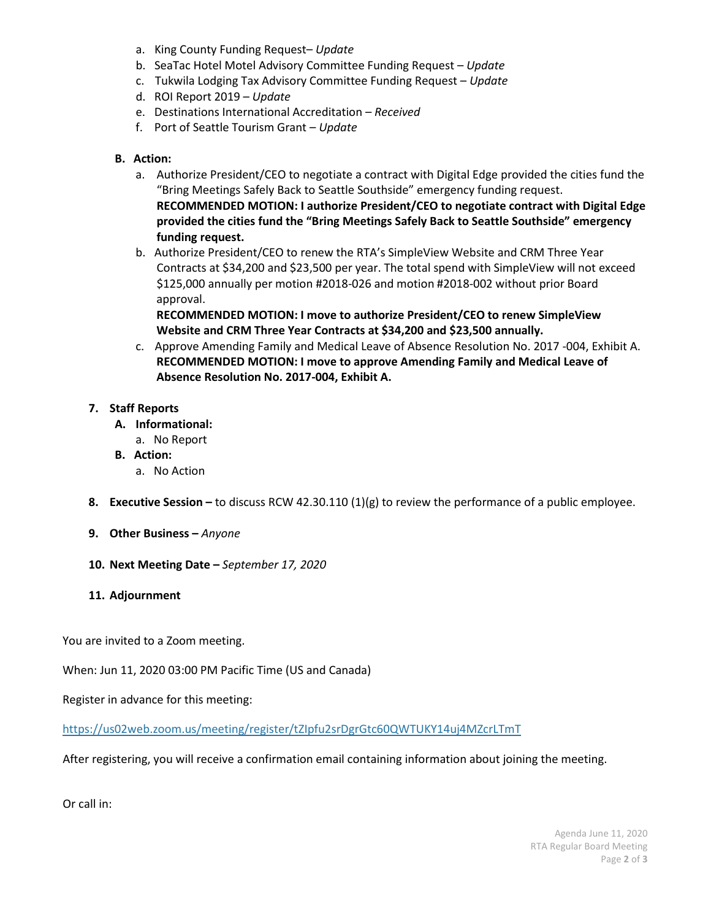a. King County Funding Request– *Update*
b. SeaTac Hotel Motel Advisory Committee Funding Request – *Update*
c. Tukwila Lodging Tax Advisory Committee Funding Request – *Update*
d. ROI Report 2019 – *Update*
e. Destinations International Accreditation – *Received*
f. Port of Seattle Tourism Grant – *Update*

**B. Action:**

a. Authorize President/CEO to negotiate a contract with Digital Edge provided the cities fund the "Bring Meetings Safely Back to Seattle Southside" emergency funding request.
   **RECOMMENDED MOTION: I authorize President/CEO to negotiate contract with Digital Edge provided the cities fund the "Bring Meetings Safely Back to Seattle Southside" emergency funding request.**
b. Authorize President/CEO to renew the RTA's SimpleView Website and CRM Three Year Contracts at $34,200 and $23,500 per year. The total spend with SimpleView will not exceed $125,000 annually per motion #2018-026 and motion #2018-002 without prior Board approval.
   **RECOMMENDED MOTION: I move to authorize President/CEO to renew SimpleView Website and CRM Three Year Contracts at $34,200 and $23,500 annually.**
c. Approve Amending Family and Medical Leave of Absence Resolution No. 2017 -004, Exhibit A.
   **RECOMMENDED MOTION: I move to approve Amending Family and Medical Leave of Absence Resolution No. 2017-004, Exhibit A.**

7. **Staff Reports**
   **A. Informational:**
      a. No Report
   **B. Action:**
      a. No Action

8. **Executive Session –** to discuss RCW 42.30.110 (1)(g) to review the performance of a public employee.

9. **Other Business –** *Anyone*

10. **Next Meeting Date –** *September 17, 2020*

11. **Adjournment**

You are invited to a Zoom meeting.

When: Jun 11, 2020 03:00 PM Pacific Time (US and Canada)

Register in advance for this meeting:

https://us02web.zoom.us/meeting/register/tZIpfu2srDgrGtc60QWTUKY14uj4MZcrLTmT

After registering, you will receive a confirmation email containing information about joining the meeting.

Or call in: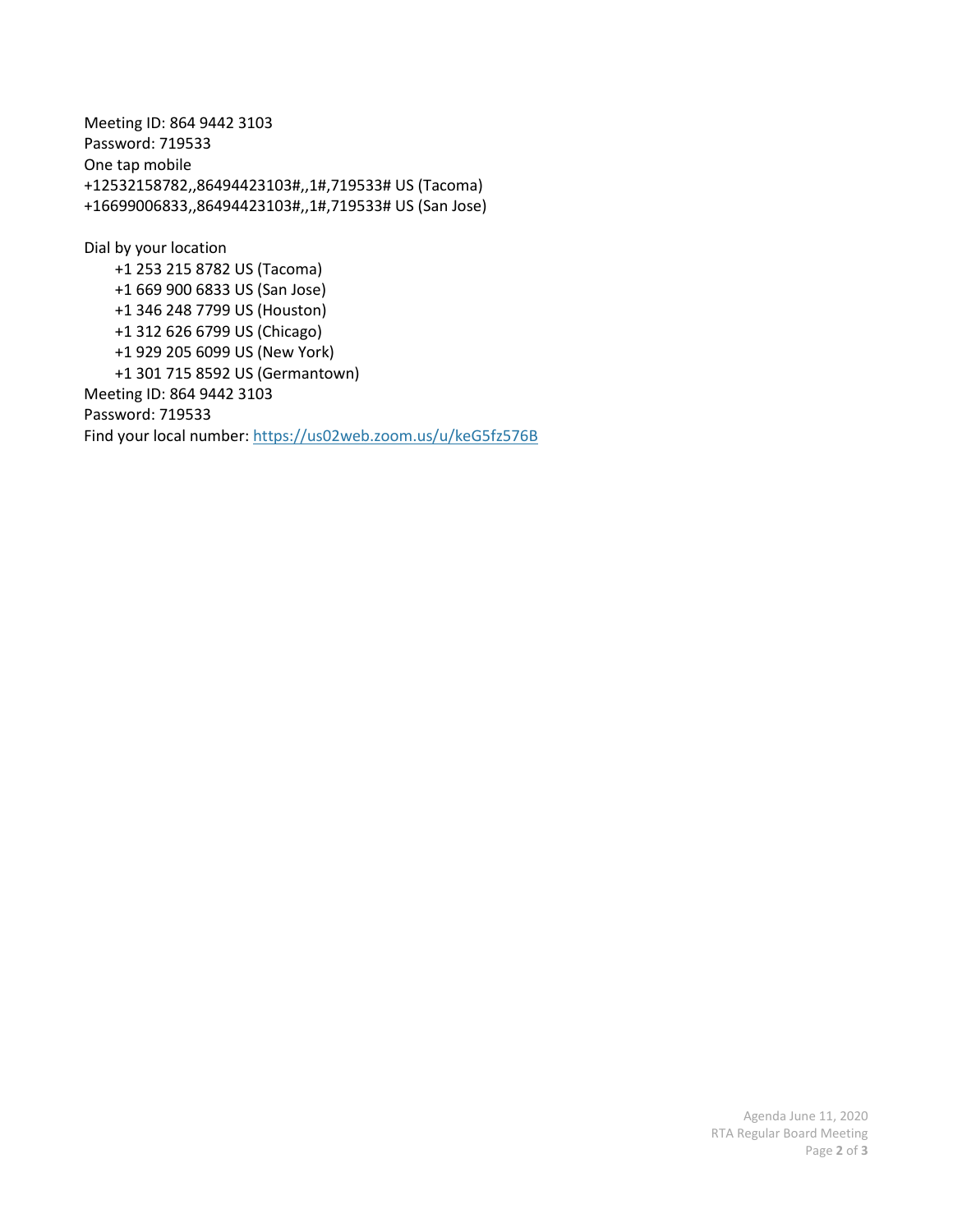Meeting ID: 864 9442 3103
Password: 719533
One tap mobile
+12532158782,,86494423103#,,1#,719533# US (Tacoma)
+16699006833,,86494423103#,,1#,719533# US (San Jose)

Dial by your location

- +1 253 215 8782 US (Tacoma)
- +1 669 900 6833 US (San Jose)
- +1 346 248 7799 US (Houston)
- +1 312 626 6799 US (Chicago)
- +1 929 205 6099 US (New York)
- +1 301 715 8592 US (Germantown)

Meeting ID: 864 9442 3103
Password: 719533
Find your local number: https://us02web.zoom.us/u/keG5fz576B